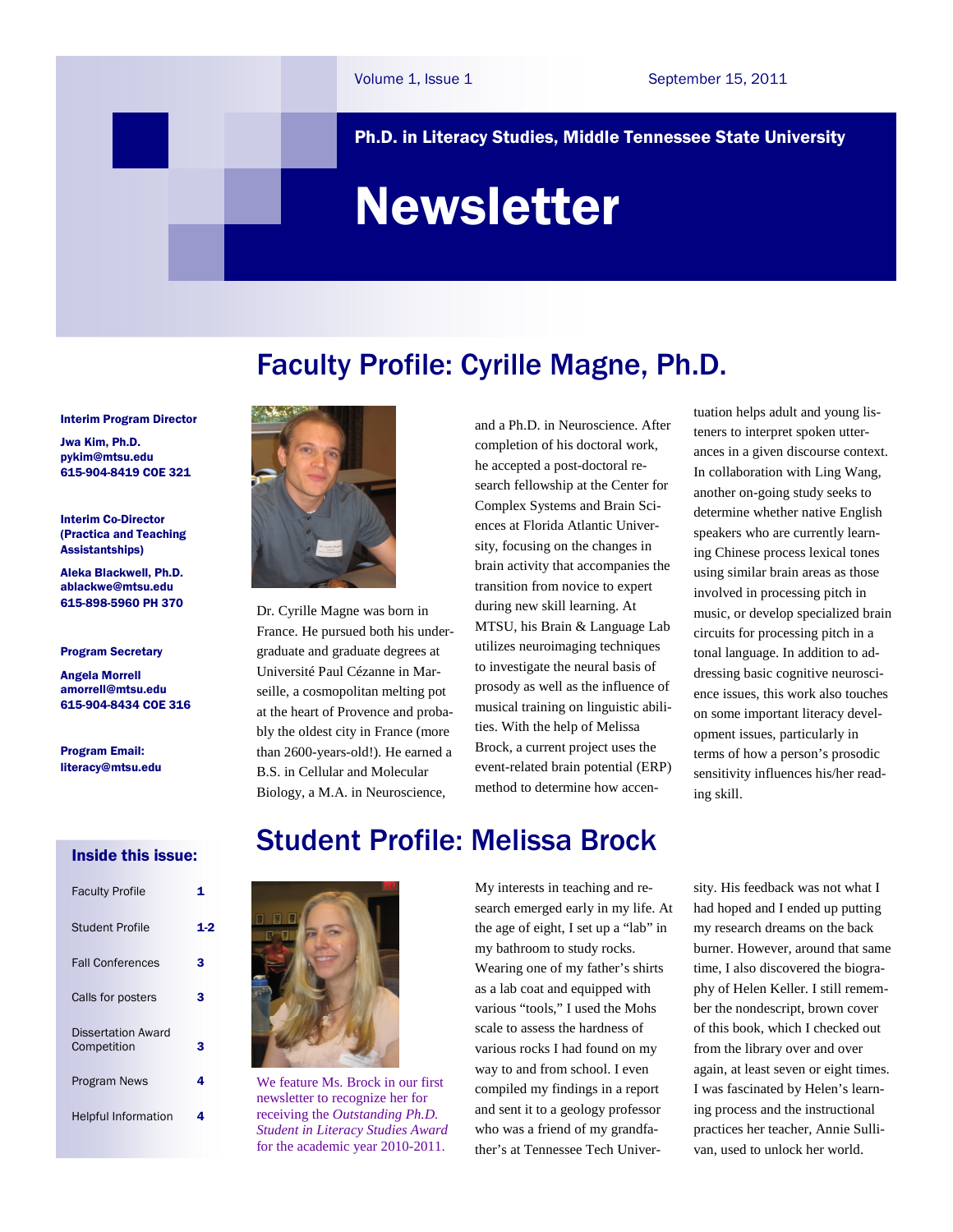Volume 1, Issue 1 September 15, 2011

**Ph.D. in Literacy Studies, Middle Tennessee State University**

# Newsletter

**Interim Program Director**

**Jwa Kim, Ph.D.**
**pykim@mtsu.edu**
**615-904-8419 COE 321**

**Interim Co-Director (Practica and Teaching Assistantships)**

**Aleka Blackwell, Ph.D.**
**ablackwe@mtsu.edu**
**615-898-5960 PH 370**

**Program Secretary**

**Angela Morrell**
**amorrell@mtsu.edu**
**615-904-8434 COE 316**

**Program Email:**
**literacy@mtsu.edu**

**Inside this issue:**

| | |
|---|---|
| Faculty Profile | 1 |
| Student Profile | 1-2 |
| Fall Conferences | 3 |
| Calls for posters | 3 |
| Dissertation Award Competition | 3 |
| Program News | 4 |
| Helpful Information | 4 |

## Faculty Profile: Cyrille Magne, Ph.D.

Dr. Cyrille Magne was born in France. He pursued both his undergraduate and graduate degrees at Université Paul Cézanne in Marseille, a cosmopolitan melting pot at the heart of Provence and probably the oldest city in France (more than 2600-years-old!). He earned a B.S. in Cellular and Molecular Biology, a M.A. in Neuroscience, and a Ph.D. in Neuroscience. After completion of his doctoral work, he accepted a post-doctoral research fellowship at the Center for Complex Systems and Brain Sciences at Florida Atlantic University, focusing on the changes in brain activity that accompanies the transition from novice to expert during new skill learning. At MTSU, his Brain & Language Lab utilizes neuroimaging techniques to investigate the neural basis of prosody as well as the influence of musical training on linguistic abilities. With the help of Melissa Brock, a current project uses the event-related brain potential (ERP) method to determine how accentuation helps adult and young listeners to interpret spoken utterances in a given discourse context. In collaboration with Ling Wang, another on-going study seeks to determine whether native English speakers who are currently learning Chinese process lexical tones using similar brain areas as those involved in processing pitch in music, or develop specialized brain circuits for processing pitch in a tonal language. In addition to addressing basic cognitive neuroscience issues, this work also touches on some important literacy development issues, particularly in terms of how a person's prosodic sensitivity influences his/her reading skill.

## Student Profile: Melissa Brock

We feature Ms. Brock in our first newsletter to recognize her for receiving the *Outstanding Ph.D. Student in Literacy Studies Award* for the academic year 2010-2011.

My interests in teaching and research emerged early in my life. At the age of eight, I set up a "lab" in my bathroom to study rocks. Wearing one of my father's shirts as a lab coat and equipped with various "tools," I used the Mohs scale to assess the hardness of various rocks I had found on my way to and from school. I even compiled my findings in a report and sent it to a geology professor who was a friend of my grandfather's at Tennessee Tech University. His feedback was not what I had hoped and I ended up putting my research dreams on the back burner. However, around that same time, I also discovered the biography of Helen Keller. I still remember the nondescript, brown cover of this book, which I checked out from the library over and over again, at least seven or eight times. I was fascinated by Helen's learning process and the instructional practices her teacher, Annie Sullivan, used to unlock her world.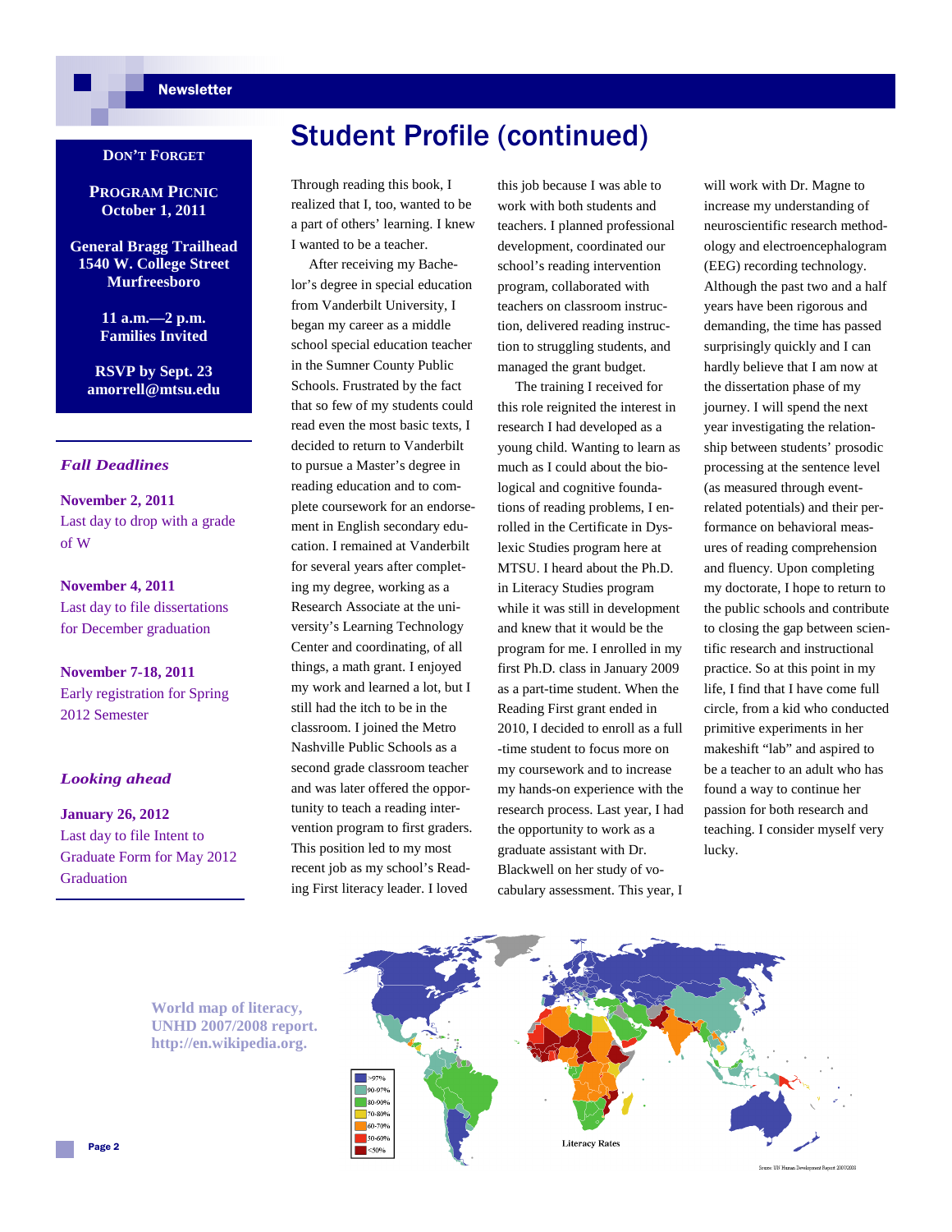# Student Profile (continued)

Through reading this book, I realized that I, too, wanted to be a part of others' learning. I knew I wanted to be a teacher.

After receiving my Bachelor's degree in special education from Vanderbilt University, I began my career as a middle school special education teacher in the Sumner County Public Schools. Frustrated by the fact that so few of my students could read even the most basic texts, I decided to return to Vanderbilt to pursue a Master's degree in reading education and to complete coursework for an endorsement in English secondary education. I remained at Vanderbilt for several years after completing my degree, working as a Research Associate at the university's Learning Technology Center and coordinating, of all things, a math grant. I enjoyed my work and learned a lot, but I still had the itch to be in the classroom. I joined the Metro Nashville Public Schools as a second grade classroom teacher and was later offered the opportunity to teach a reading intervention program to first graders. This position led to my most recent job as my school's Reading First literacy leader. I loved this job because I was able to work with both students and teachers. I planned professional development, coordinated our school's reading intervention program, collaborated with teachers on classroom instruction, delivered reading instruction to struggling students, and managed the grant budget.

The training I received for this role reignited the interest in research I had developed as a young child. Wanting to learn as much as I could about the biological and cognitive foundations of reading problems, I enrolled in the Certificate in Dyslexic Studies program here at MTSU. I heard about the Ph.D. in Literacy Studies program while it was still in development and knew that it would be the program for me. I enrolled in my first Ph.D. class in January 2009 as a part-time student. When the Reading First grant ended in 2010, I decided to enroll as a full-time student to focus more on my coursework and to increase my hands-on experience with the research process. Last year, I had the opportunity to work as a graduate assistant with Dr. Blackwell on her study of vocabulary assessment. This year, I will work with Dr. Magne to increase my understanding of neuroscientific research methodology and electroencephalogram (EEG) recording technology. Although the past two and a half years have been rigorous and demanding, the time has passed surprisingly quickly and I can hardly believe that I am now at the dissertation phase of my journey. I will spend the next year investigating the relationship between students' prosodic processing at the sentence level (as measured through event-related potentials) and their performance on behavioral measures of reading comprehension and fluency. Upon completing my doctorate, I hope to return to the public schools and contribute to closing the gap between scientific research and instructional practice. So at this point in my life, I find that I have come full circle, from a kid who conducted primitive experiments in her makeshift "lab" and aspired to be a teacher to an adult who has found a way to continue her passion for both research and teaching. I consider myself very lucky.

**DON'T FORGET**

**PROGRAM PICNIC**
**October 1, 2011**

**General Bragg Trailhead**
**1540 W. College Street**
**Murfreesboro**

**11 a.m.—2 p.m.**
**Families Invited**

**RSVP by Sept. 23**
**amorrell@mtsu.edu**

### *Fall Deadlines*

**November 2, 2011**
Last day to drop with a grade of W

**November 4, 2011**
Last day to file dissertations for December graduation

**November 7-18, 2011**
Early registration for Spring 2012 Semester

### *Looking ahead*

**January 26, 2012**
Last day to file Intent to Graduate Form for May 2012 Graduation

World map of literacy, UNHD 2007/2008 report. http://en.wikipedia.org.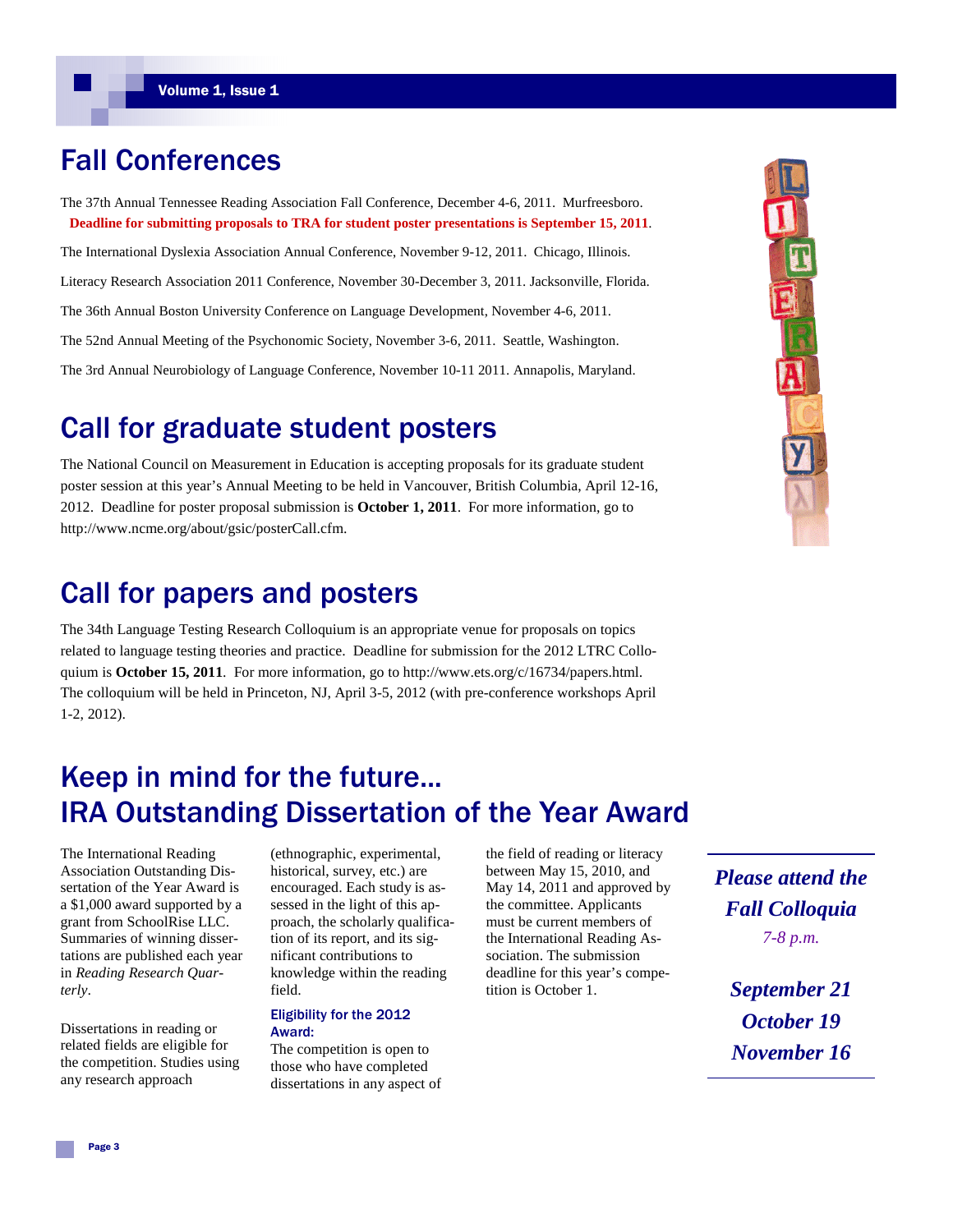## Fall Conferences

The 37th Annual Tennessee Reading Association Fall Conference, December 4-6, 2011. Murfreesboro.
**Deadline for submitting proposals to TRA for student poster presentations is September 15, 2011**.

The International Dyslexia Association Annual Conference, November 9-12, 2011. Chicago, Illinois.

Literacy Research Association 2011 Conference, November 30-December 3, 2011. Jacksonville, Florida.

The 36th Annual Boston University Conference on Language Development, November 4-6, 2011.

The 52nd Annual Meeting of the Psychonomic Society, November 3-6, 2011. Seattle, Washington.

The 3rd Annual Neurobiology of Language Conference, November 10-11 2011. Annapolis, Maryland.

## Call for graduate student posters

The National Council on Measurement in Education is accepting proposals for its graduate student poster session at this year's Annual Meeting to be held in Vancouver, British Columbia, April 12-16, 2012. Deadline for poster proposal submission is **October 1, 2011**. For more information, go to http://www.ncme.org/about/gsic/posterCall.cfm.

## Call for papers and posters

The 34th Language Testing Research Colloquium is an appropriate venue for proposals on topics related to language testing theories and practice. Deadline for submission for the 2012 LTRC Colloquium is **October 15, 2011**. For more information, go to http://www.ets.org/c/16734/papers.html. The colloquium will be held in Princeton, NJ, April 3-5, 2012 (with pre-conference workshops April 1-2, 2012).

## Keep in mind for the future… IRA Outstanding Dissertation of the Year Award

The International Reading Association Outstanding Dissertation of the Year Award is a $1,000 award supported by a grant from SchoolRise LLC. Summaries of winning dissertations are published each year in *Reading Research Quarterly*.

Dissertations in reading or related fields are eligible for the competition. Studies using any research approach (ethnographic, experimental, historical, survey, etc.) are encouraged. Each study is assessed in the light of this approach, the scholarly qualification of its report, and its significant contributions to knowledge within the reading field.

### Eligibility for the 2012 Award:

The competition is open to those who have completed dissertations in any aspect of the field of reading or literacy between May 15, 2010, and May 14, 2011 and approved by the committee. Applicants must be current members of the International Reading Association. The submission deadline for this year's competition is October 1.

***Please attend the Fall Colloquia***

*7-8 p.m.*

***September 21***
***October 19***
***November 16***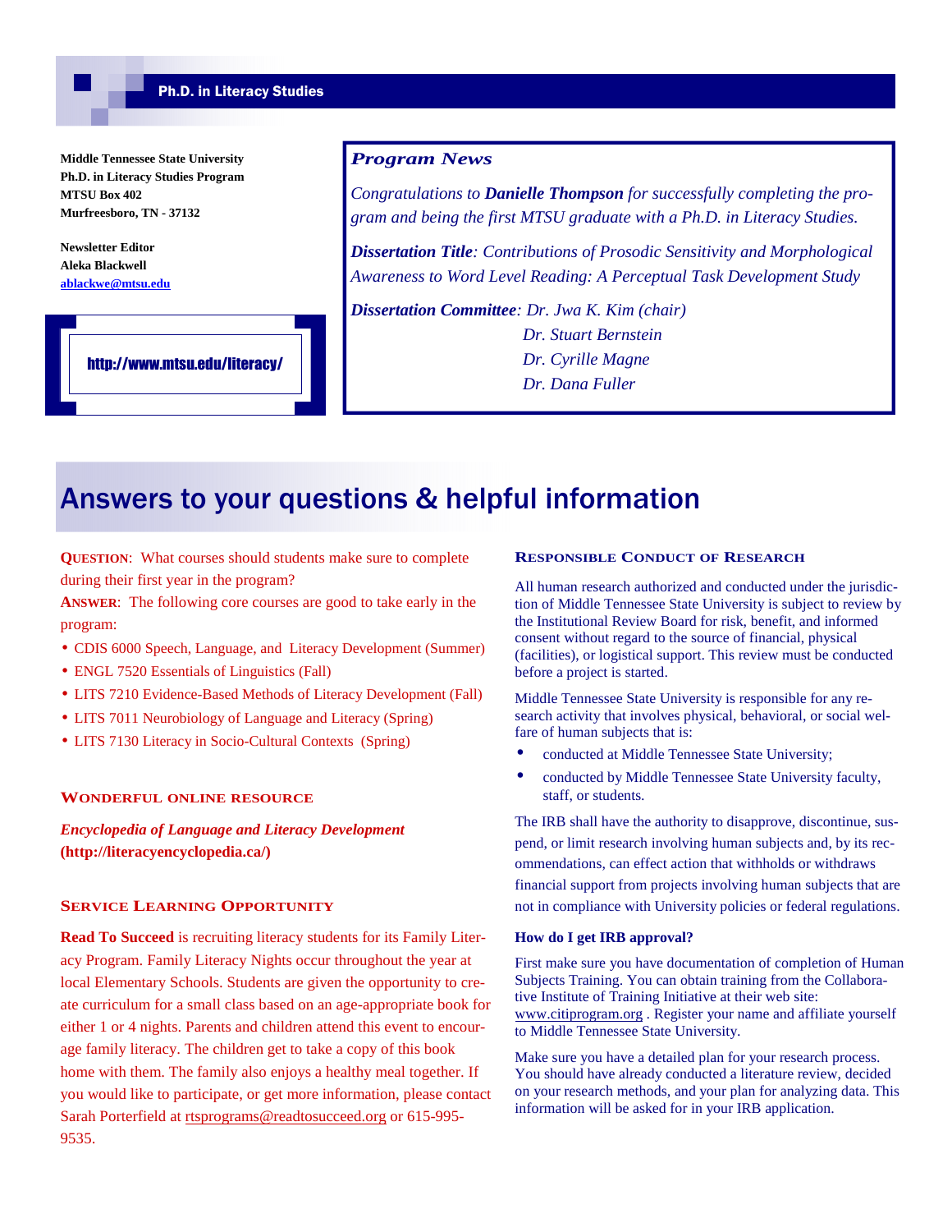Ph.D. in Literacy Studies

**Middle Tennessee State University**
**Ph.D. in Literacy Studies Program**
**MTSU Box 402**
**Murfreesboro, TN - 37132**

**Newsletter Editor**
**Aleka Blackwell**
**ablackwe@mtsu.edu**

**http://www.mtsu.edu/literacy/**

## *Program News*

*Congratulations to **Danielle Thompson** for successfully completing the program and being the first MTSU graduate with a Ph.D. in Literacy Studies.*

***Dissertation Title**: Contributions of Prosodic Sensitivity and Morphological Awareness to Word Level Reading: A Perceptual Task Development Study*

***Dissertation Committee**: Dr. Jwa K. Kim (chair)*
*Dr. Stuart Bernstein*
*Dr. Cyrille Magne*
*Dr. Dana Fuller*

# Answers to your questions & helpful information

**QUESTION**: What courses should students make sure to complete during their first year in the program?

**ANSWER**: The following core courses are good to take early in the program:

- CDIS 6000 Speech, Language, and Literacy Development (Summer)
- ENGL 7520 Essentials of Linguistics (Fall)
- LITS 7210 Evidence-Based Methods of Literacy Development (Fall)
- LITS 7011 Neurobiology of Language and Literacy (Spring)
- LITS 7130 Literacy in Socio-Cultural Contexts (Spring)

### WONDERFUL ONLINE RESOURCE

***Encyclopedia of Language and Literacy Development***
**(http://literacyencyclopedia.ca/)**

### SERVICE LEARNING OPPORTUNITY

**Read To Succeed** is recruiting literacy students for its Family Literacy Program. Family Literacy Nights occur throughout the year at local Elementary Schools. Students are given the opportunity to create curriculum for a small class based on an age-appropriate book for either 1 or 4 nights. Parents and children attend this event to encourage family literacy. The children get to take a copy of this book home with them. The family also enjoys a healthy meal together. If you would like to participate, or get more information, please contact Sarah Porterfield at rtsprograms@readtosucceed.org or 615-995-9535.

### RESPONSIBLE CONDUCT OF RESEARCH

All human research authorized and conducted under the jurisdiction of Middle Tennessee State University is subject to review by the Institutional Review Board for risk, benefit, and informed consent without regard to the source of financial, physical (facilities), or logistical support. This review must be conducted before a project is started.

Middle Tennessee State University is responsible for any research activity that involves physical, behavioral, or social welfare of human subjects that is:

- conducted at Middle Tennessee State University;
- conducted by Middle Tennessee State University faculty, staff, or students.

The IRB shall have the authority to disapprove, discontinue, suspend, or limit research involving human subjects and, by its recommendations, can effect action that withholds or withdraws financial support from projects involving human subjects that are not in compliance with University policies or federal regulations.

**How do I get IRB approval?**

First make sure you have documentation of completion of Human Subjects Training. You can obtain training from the Collaborative Institute of Training Initiative at their web site: www.citiprogram.org . Register your name and affiliate yourself to Middle Tennessee State University.

Make sure you have a detailed plan for your research process. You should have already conducted a literature review, decided on your research methods, and your plan for analyzing data. This information will be asked for in your IRB application.